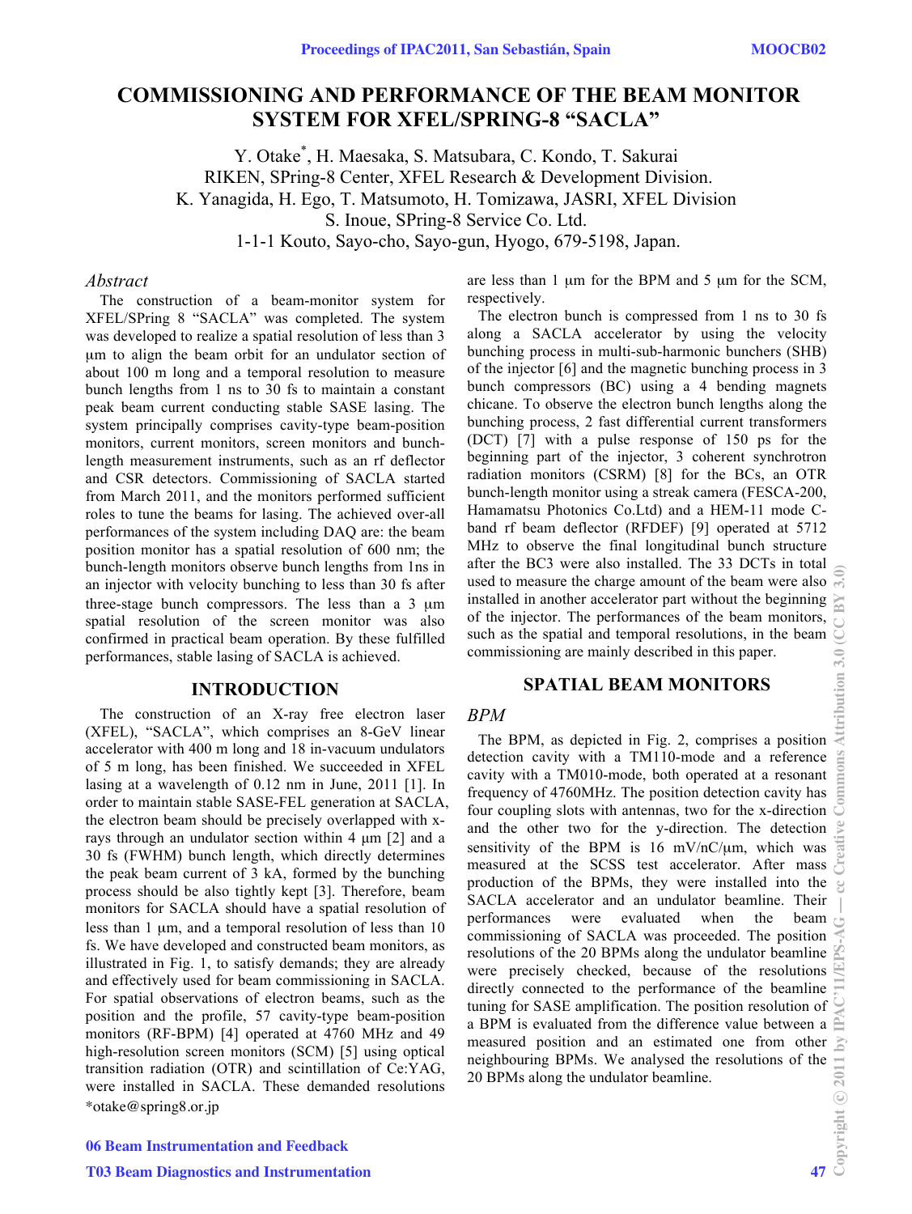# COMMISSIONING AND PERFORMANCE OF THE BEAM MONITOR SYSTEM FOR XFEL/SPRING-8 "SACLA"

Y. Otake[*], H. Maesaka, S. Matsubara, C. Kondo, T. Sakurai
RIKEN, SPring-8 Center, XFEL Research & Development Division.
K. Yanagida, H. Ego, T. Matsumoto, H. Tomizawa, JASRI, XFEL Division
S. Inoue, SPring-8 Service Co. Ltd.
1-1-1 Kouto, Sayo-cho, Sayo-gun, Hyogo, 679-5198, Japan.

### *Abstract*

The construction of a beam-monitor system for XFEL/SPring 8 "SACLA" was completed. The system was developed to realize a spatial resolution of less than 3 μm to align the beam orbit for an undulator section of about 100 m long and a temporal resolution to measure bunch lengths from 1 ns to 30 fs to maintain a constant peak beam current conducting stable SASE lasing. The system principally comprises cavity-type beam-position monitors, current monitors, screen monitors and bunch-length measurement instruments, such as an rf deflector and CSR detectors. Commissioning of SACLA started from March 2011, and the monitors performed sufficient roles to tune the beams for lasing. The achieved over-all performances of the system including DAQ are: the beam position monitor has a spatial resolution of 600 nm; the bunch-length monitors observe bunch lengths from 1ns in an injector with velocity bunching to less than 30 fs after three-stage bunch compressors. The less than a 3 μm spatial resolution of the screen monitor was also confirmed in practical beam operation. By these fulfilled performances, stable lasing of SACLA is achieved.

## INTRODUCTION

The construction of an X-ray free electron laser (XFEL), "SACLA", which comprises an 8-GeV linear accelerator with 400 m long and 18 in-vacuum undulators of 5 m long, has been finished. We succeeded in XFEL lasing at a wavelength of 0.12 nm in June, 2011 [1]. In order to maintain stable SASE-FEL generation at SACLA, the electron beam should be precisely overlapped with x-rays through an undulator section within 4 μm [2] and a 30 fs (FWHM) bunch length, which directly determines the peak beam current of 3 kA, formed by the bunching process should be also tightly kept [3]. Therefore, beam monitors for SACLA should have a spatial resolution of less than 1 μm, and a temporal resolution of less than 10 fs. We have developed and constructed beam monitors, as illustrated in Fig. 1, to satisfy demands; they are already and effectively used for beam commissioning in SACLA. For spatial observations of electron beams, such as the position and the profile, 57 cavity-type beam-position monitors (RF-BPM) [4] operated at 4760 MHz and 49 high-resolution screen monitors (SCM) [5] using optical transition radiation (OTR) and scintillation of Ce:YAG, were installed in SACLA. These demanded resolutions are less than 1 μm for the BPM and 5 μm for the SCM, respectively.

The electron bunch is compressed from 1 ns to 30 fs along a SACLA accelerator by using the velocity bunching process in multi-sub-harmonic bunchers (SHB) of the injector [6] and the magnetic bunching process in 3 bunch compressors (BC) using a 4 bending magnets chicane. To observe the electron bunch lengths along the bunching process, 2 fast differential current transformers (DCT) [7] with a pulse response of 150 ps for the beginning part of the injector, 3 coherent synchrotron radiation monitors (CSRM) [8] for the BCs, an OTR bunch-length monitor using a streak camera (FESCA-200, Hamamatsu Photonics Co.Ltd) and a HEM-11 mode C-band rf beam deflector (RFDEF) [9] operated at 5712 MHz to observe the final longitudinal bunch structure after the BC3 were also installed. The 33 DCTs in total used to measure the charge amount of the beam were also installed in another accelerator part without the beginning of the injector. The performances of the beam monitors, such as the spatial and temporal resolutions, in the beam commissioning are mainly described in this paper.

## SPATIAL BEAM MONITORS

### *BPM*

The BPM, as depicted in Fig. 2, comprises a position detection cavity with a TM110-mode and a reference cavity with a TM010-mode, both operated at a resonant frequency of 4760MHz. The position detection cavity has four coupling slots with antennas, two for the x-direction and the other two for the y-direction. The detection sensitivity of the BPM is 16 mV/nC/μm, which was measured at the SCSS test accelerator. After mass production of the BPMs, they were installed into the SACLA accelerator and an undulator beamline. Their performances were evaluated when the beam commissioning of SACLA was proceeded. The position resolutions of the 20 BPMs along the undulator beamline were precisely checked, because of the resolutions directly connected to the performance of the beamline tuning for SASE amplification. The position resolution of a BPM is evaluated from the difference value between a measured position and an estimated one from other neighbouring BPMs. We analysed the resolutions of the 20 BPMs along the undulator beamline.

[*]otake@spring8.or.jp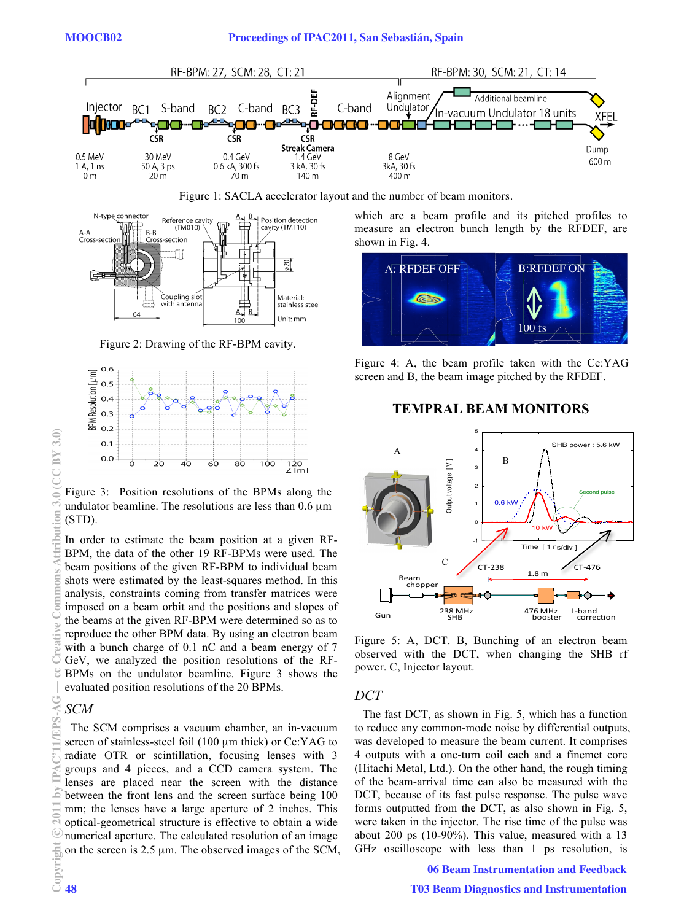Figure 1: SACLA accelerator layout and the number of beam monitors.

Figure 2: Drawing of the RF-BPM cavity.

Figure 3: Position resolutions of the BPMs along the undulator beamline. The resolutions are less than 0.6 μm (STD).

In order to estimate the beam position at a given RF-BPM, the data of the other 19 RF-BPMs were used. The beam positions of the given RF-BPM to individual beam shots were estimated by the least-squares method. In this analysis, constraints coming from transfer matrices were imposed on a beam orbit and the positions and slopes of the beams at the given RF-BPM were determined so as to reproduce the other BPM data. By using an electron beam with a bunch charge of 0.1 nC and a beam energy of 7 GeV, we analyzed the position resolutions of the RF-BPMs on the undulator beamline. Figure 3 shows the evaluated position resolutions of the 20 BPMs.

### *SCM*

The SCM comprises a vacuum chamber, an in-vacuum screen of stainless-steel foil (100 μm thick) or Ce:YAG to radiate OTR or scintillation, focusing lenses with 3 groups and 4 pieces, and a CCD camera system. The lenses are placed near the screen with the distance between the front lens and the screen surface being 100 mm; the lenses have a large aperture of 2 inches. This optical-geometrical structure is effective to obtain a wide numerical aperture. The calculated resolution of an image on the screen is 2.5 μm. The observed images of the SCM, which are a beam profile and its pitched profiles to measure an electron bunch length by the RFDEF, are shown in Fig. 4.

Figure 4: A, the beam profile taken with the Ce:YAG screen and B, the beam image pitched by the RFDEF.

## TEMPRAL BEAM MONITORS

Figure 5: A, DCT. B, Bunching of an electron beam observed with the DCT, when changing the SHB rf power. C, Injector layout.

### *DCT*

The fast DCT, as shown in Fig. 5, which has a function to reduce any common-mode noise by differential outputs, was developed to measure the beam current. It comprises 4 outputs with a one-turn coil each and a finemet core (Hitachi Metal, Ltd.). On the other hand, the rough timing of the beam-arrival time can also be measured with the DCT, because of its fast pulse response. The pulse wave forms outputted from the DCT, as also shown in Fig. 5, were taken in the injector. The rise time of the pulse was about 200 ps (10-90%). This value, measured with a 13 GHz oscilloscope with less than 1 ps resolution, is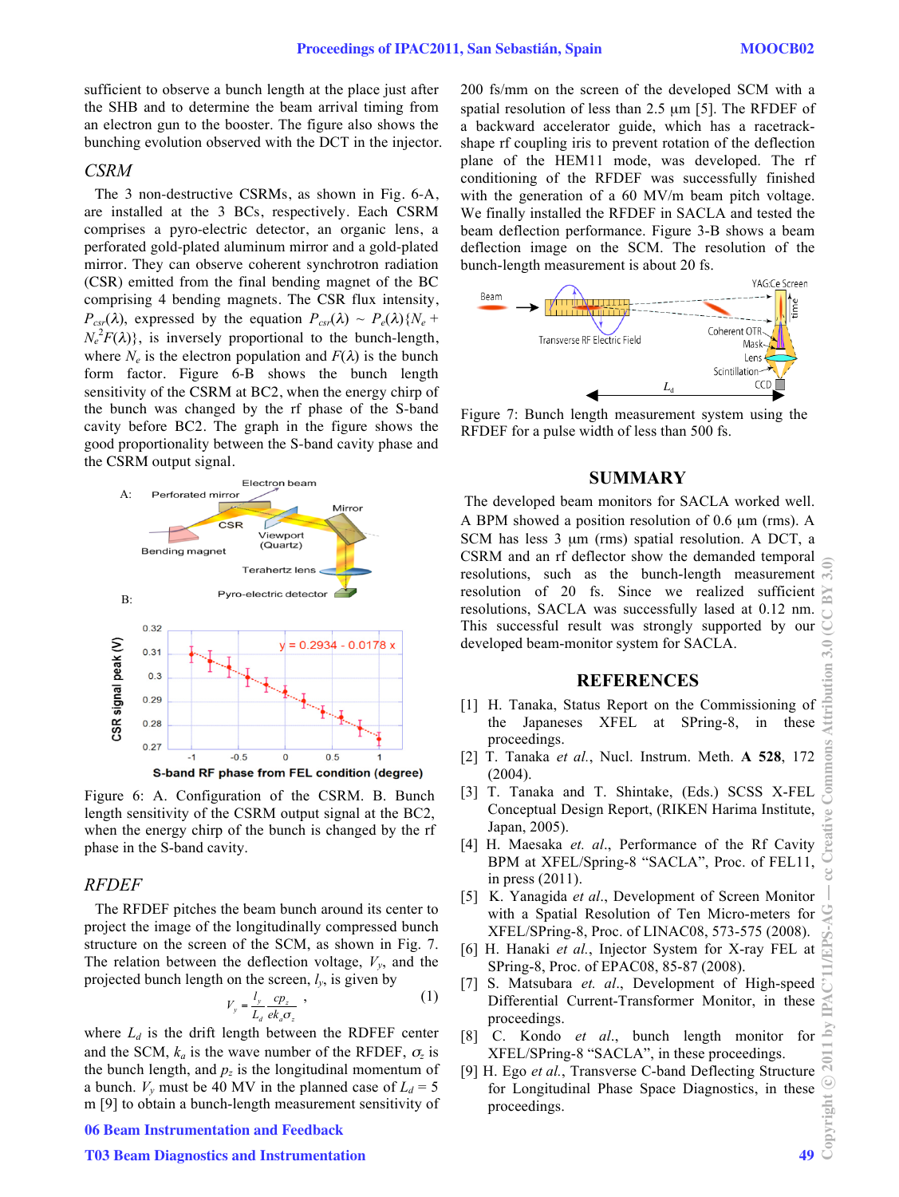sufficient to observe a bunch length at the place just after the SHB and to determine the beam arrival timing from an electron gun to the booster. The figure also shows the bunching evolution observed with the DCT in the injector.

## *CSRM*

The 3 non-destructive CSRMs, as shown in Fig. 6-A, are installed at the 3 BCs, respectively. Each CSRM comprises a pyro-electric detector, an organic lens, a perforated gold-plated aluminum mirror and a gold-plated mirror. They can observe coherent synchrotron radiation (CSR) emitted from the final bending magnet of the BC comprising 4 bending magnets. The CSR flux intensity, $P_{csr}(\lambda)$, expressed by the equation $P_{csr}(\lambda) \sim P_e(\lambda)\{N_e + N_e^2F(\lambda)\}$, is inversely proportional to the bunch-length, where $N_e$ is the electron population and $F(\lambda)$ is the bunch form factor. Figure 6-B shows the bunch length sensitivity of the CSRM at BC2, when the energy chirp of the bunch was changed by the rf phase of the S-band cavity before BC2. The graph in the figure shows the good proportionality between the S-band cavity phase and the CSRM output signal.

A: Electron beam, Perforated mirror, Mirror, CSR, Viewport (Quartz), Bending magnet, Terahertz lens, Pyro-electric detector

B: CSR signal peak (V)

0.32, 0.31, 0.3, 0.29, 0.28, 0.27

y = 0.2934 - 0.0178 x

-1, -0.5, 0, 0.5, 1

S-band RF phase from FEL condition (degree)

Figure 6: A. Configuration of the CSRM. B. Bunch length sensitivity of the CSRM output signal at the BC2, when the energy chirp of the bunch is changed by the rf phase in the S-band cavity.

## *RFDEF*

The RFDEF pitches the beam bunch around its center to project the image of the longitudinally compressed bunch structure on the screen of the SCM, as shown in Fig. 7. The relation between the deflection voltage, $V_y$, and the projected bunch length on the screen, $l_y$, is given by

$$V_y = \frac{l_y}{L_d}\frac{cp_z}{ek_a\sigma_z}, \qquad (1)$$

where $L_d$ is the drift length between the RDFEF center and the SCM, $k_a$ is the wave number of the RFDEF, $\sigma_z$ is the bunch length, and $p_z$ is the longitudinal momentum of a bunch. $V_y$ must be 40 MV in the planned case of $L_d = 5$ m [9] to obtain a bunch-length measurement sensitivity of 200 fs/mm on the screen of the developed SCM with a spatial resolution of less than 2.5 μm [5]. The RFDEF of a backward accelerator guide, which has a racetrack-shape rf coupling iris to prevent rotation of the deflection plane of the HEM11 mode, was developed. The rf conditioning of the RFDEF was successfully finished with the generation of a 60 MV/m beam pitch voltage. We finally installed the RFDEF in SACLA and tested the beam deflection performance. Figure 3-B shows a beam deflection image on the SCM. The resolution of the bunch-length measurement is about 20 fs.

Beam, Transverse RF Electric Field, YAG:Ce Screen, time, Coherent OTR, Mask, Lens, Scintillation, CCD, $L_d$

Figure 7: Bunch length measurement system using the RFDEF for a pulse width of less than 500 fs.

## SUMMARY

The developed beam monitors for SACLA worked well. A BPM showed a position resolution of 0.6 μm (rms). A SCM has less 3 μm (rms) spatial resolution. A DCT, a CSRM and an rf deflector show the demanded temporal resolutions, such as the bunch-length measurement resolution of 20 fs. Since we realized sufficient resolutions, SACLA was successfully lased at 0.12 nm. This successful result was strongly supported by our developed beam-monitor system for SACLA.

## REFERENCES

[1] H. Tanaka, Status Report on the Commissioning of the Japaneses XFEL at SPring-8, in these proceedings.

[2] T. Tanaka *et al.*, Nucl. Instrum. Meth. **A 528**, 172 (2004).

[3] T. Tanaka and T. Shintake, (Eds.) SCSS X-FEL Conceptual Design Report, (RIKEN Harima Institute, Japan, 2005).

[4] H. Maesaka *et. al.*, Performance of the Rf Cavity BPM at XFEL/Spring-8 "SACLA", Proc. of FEL11, in press (2011).

[5] K. Yanagida *et al.*, Development of Screen Monitor with a Spatial Resolution of Ten Micro-meters for XFEL/SPring-8, Proc. of LINAC08, 573-575 (2008).

[6] H. Hanaki *et al.*, Injector System for X-ray FEL at SPring-8, Proc. of EPAC08, 85-87 (2008).

[7] S. Matsubara *et. al.*, Development of High-speed Differential Current-Transformer Monitor, in these proceedings.

[8] C. Kondo *et al.*, bunch length monitor for XFEL/SPring-8 "SACLA", in these proceedings.

[9] H. Ego *et al.*, Transverse C-band Deflecting Structure for Longitudinal Phase Space Diagnostics, in these proceedings.